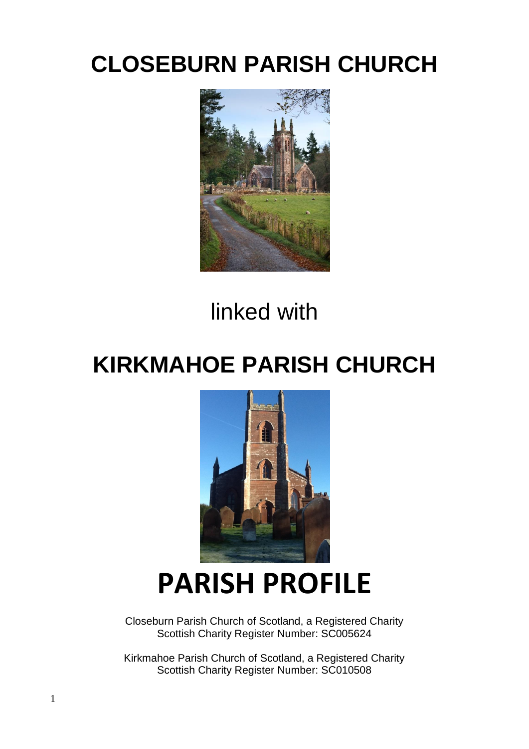# CLOSEBURN PARISH CHURCH

linked with

# KIRKMAHOE PARISH CHURCH

# PARISH PROFILE

Closeburn Parish Church of Scotland, a Registered Charity
Scottish Charity Register Number: SC005624

Kirkmahoe Parish Church of Scotland, a Registered Charity
Scottish Charity Register Number: SC010508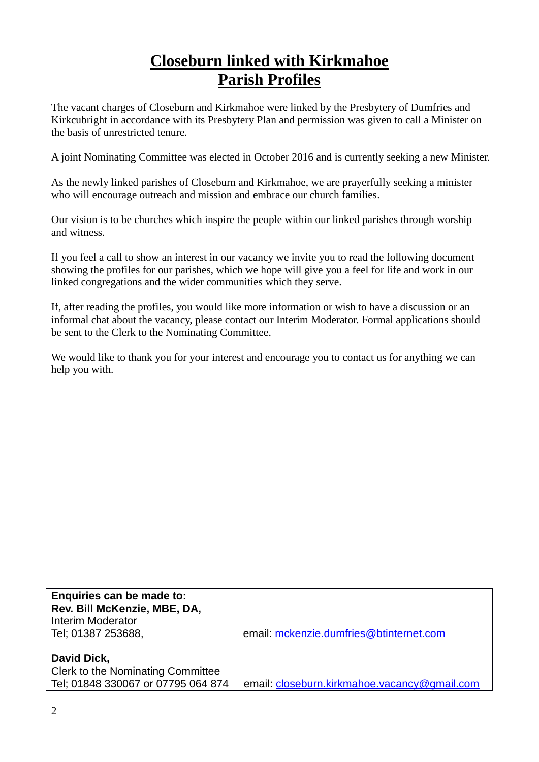# Closeburn linked with Kirkmahoe Parish Profiles

The vacant charges of Closeburn and Kirkmahoe were linked by the Presbytery of Dumfries and Kirkcubright in accordance with its Presbytery Plan and permission was given to call a Minister on the basis of unrestricted tenure.

A joint Nominating Committee was elected in October 2016 and is currently seeking a new Minister.

As the newly linked parishes of Closeburn and Kirkmahoe, we are prayerfully seeking a minister who will encourage outreach and mission and embrace our church families.

Our vision is to be churches which inspire the people within our linked parishes through worship and witness.

If you feel a call to show an interest in our vacancy we invite you to read the following document showing the profiles for our parishes, which we hope will give you a feel for life and work in our linked congregations and the wider communities which they serve.

If, after reading the profiles, you would like more information or wish to have a discussion or an informal chat about the vacancy, please contact our Interim Moderator. Formal applications should be sent to the Clerk to the Nominating Committee.

We would like to thank you for your interest and encourage you to contact us for anything we can help you with.

**Enquiries can be made to:**
**Rev. Bill McKenzie, MBE, DA,**
Interim Moderator
Tel; 01387 253688, email: mckenzie.dumfries@btinternet.com

**David Dick,**
Clerk to the Nominating Committee
Tel; 01848 330067 or 07795 064 874 email: closeburn.kirkmahoe.vacancy@gmail.com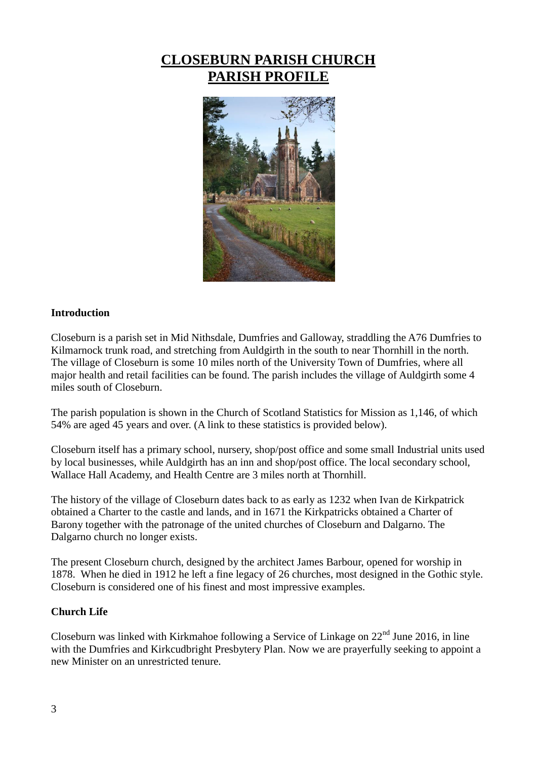# CLOSEBURN PARISH CHURCH
# PARISH PROFILE

**Introduction**

Closeburn is a parish set in Mid Nithsdale, Dumfries and Galloway, straddling the A76 Dumfries to Kilmarnock trunk road, and stretching from Auldgirth in the south to near Thornhill in the north. The village of Closeburn is some 10 miles north of the University Town of Dumfries, where all major health and retail facilities can be found. The parish includes the village of Auldgirth some 4 miles south of Closeburn.

The parish population is shown in the Church of Scotland Statistics for Mission as 1,146, of which 54% are aged 45 years and over. (A link to these statistics is provided below).

Closeburn itself has a primary school, nursery, shop/post office and some small Industrial units used by local businesses, while Auldgirth has an inn and shop/post office. The local secondary school, Wallace Hall Academy, and Health Centre are 3 miles north at Thornhill.

The history of the village of Closeburn dates back to as early as 1232 when Ivan de Kirkpatrick obtained a Charter to the castle and lands, and in 1671 the Kirkpatricks obtained a Charter of Barony together with the patronage of the united churches of Closeburn and Dalgarno. The Dalgarno church no longer exists.

The present Closeburn church, designed by the architect James Barbour, opened for worship in 1878. When he died in 1912 he left a fine legacy of 26 churches, most designed in the Gothic style. Closeburn is considered one of his finest and most impressive examples.

**Church Life**

Closeburn was linked with Kirkmahoe following a Service of Linkage on 22nd June 2016, in line with the Dumfries and Kirkcudbright Presbytery Plan. Now we are prayerfully seeking to appoint a new Minister on an unrestricted tenure.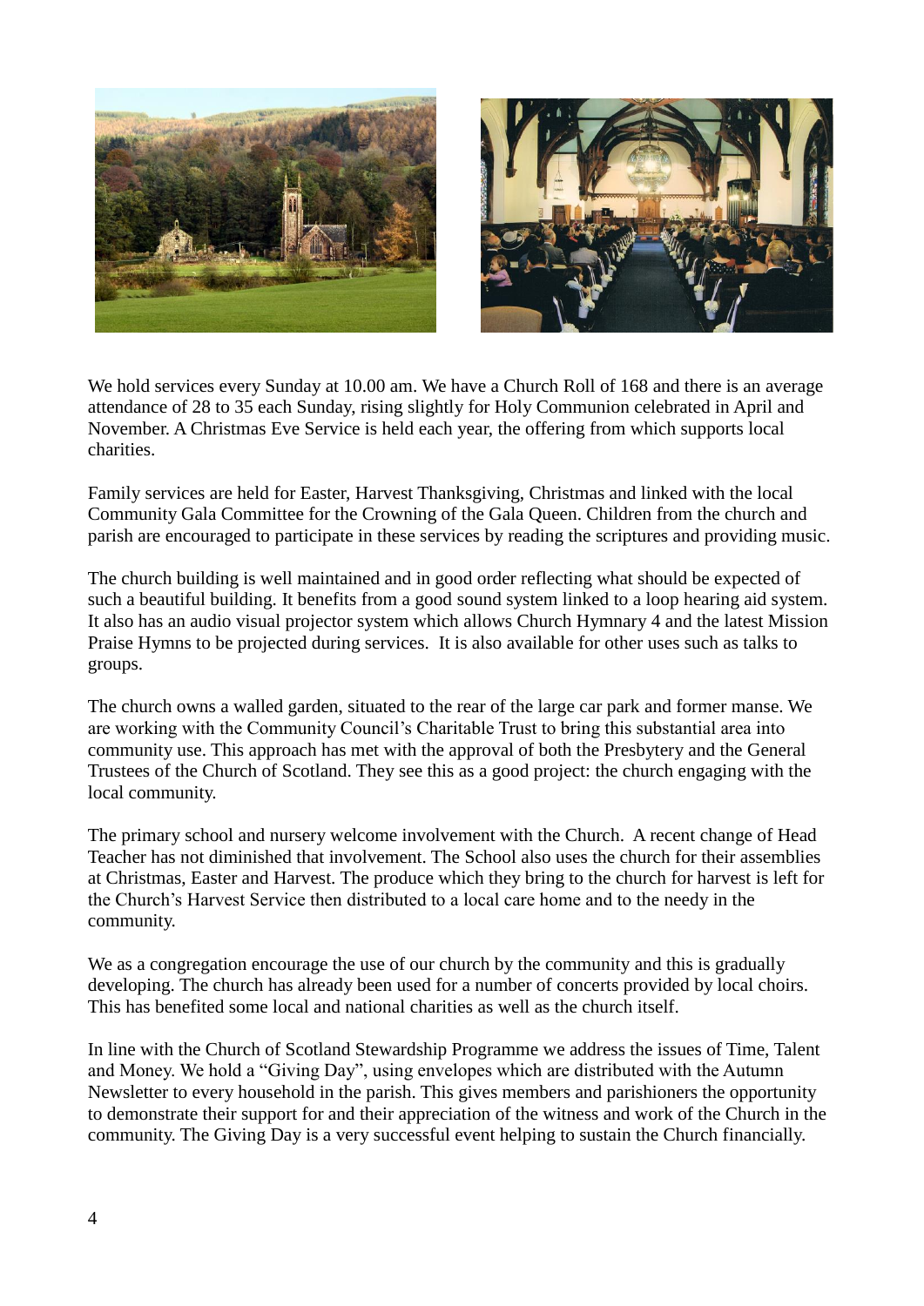We hold services every Sunday at 10.00 am. We have a Church Roll of 168 and there is an average attendance of 28 to 35 each Sunday, rising slightly for Holy Communion celebrated in April and November. A Christmas Eve Service is held each year, the offering from which supports local charities.

Family services are held for Easter, Harvest Thanksgiving, Christmas and linked with the local Community Gala Committee for the Crowning of the Gala Queen. Children from the church and parish are encouraged to participate in these services by reading the scriptures and providing music.

The church building is well maintained and in good order reflecting what should be expected of such a beautiful building. It benefits from a good sound system linked to a loop hearing aid system. It also has an audio visual projector system which allows Church Hymnary 4 and the latest Mission Praise Hymns to be projected during services. It is also available for other uses such as talks to groups.

The church owns a walled garden, situated to the rear of the large car park and former manse. We are working with the Community Council's Charitable Trust to bring this substantial area into community use. This approach has met with the approval of both the Presbytery and the General Trustees of the Church of Scotland. They see this as a good project: the church engaging with the local community.

The primary school and nursery welcome involvement with the Church. A recent change of Head Teacher has not diminished that involvement. The School also uses the church for their assemblies at Christmas, Easter and Harvest. The produce which they bring to the church for harvest is left for the Church's Harvest Service then distributed to a local care home and to the needy in the community.

We as a congregation encourage the use of our church by the community and this is gradually developing. The church has already been used for a number of concerts provided by local choirs. This has benefited some local and national charities as well as the church itself.

In line with the Church of Scotland Stewardship Programme we address the issues of Time, Talent and Money. We hold a "Giving Day", using envelopes which are distributed with the Autumn Newsletter to every household in the parish. This gives members and parishioners the opportunity to demonstrate their support for and their appreciation of the witness and work of the Church in the community. The Giving Day is a very successful event helping to sustain the Church financially.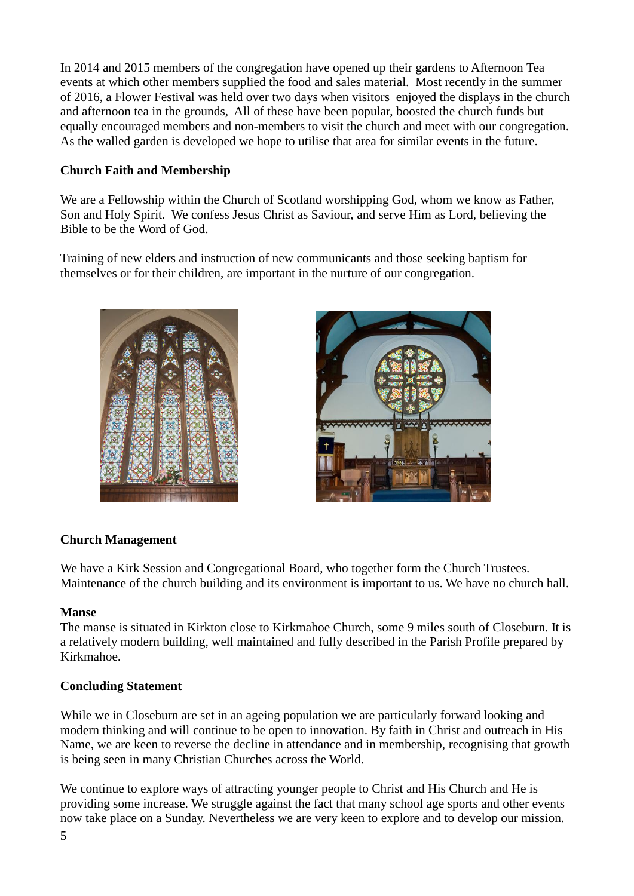In 2014 and 2015 members of the congregation have opened up their gardens to Afternoon Tea events at which other members supplied the food and sales material.  Most recently in the summer of 2016, a Flower Festival was held over two days when visitors  enjoyed the displays in the church and afternoon tea in the grounds,  All of these have been popular, boosted the church funds but equally encouraged members and non-members to visit the church and meet with our congregation. As the walled garden is developed we hope to utilise that area for similar events in the future.

**Church Faith and Membership**

We are a Fellowship within the Church of Scotland worshipping God, whom we know as Father, Son and Holy Spirit.  We confess Jesus Christ as Saviour, and serve Him as Lord, believing the Bible to be the Word of God.

Training of new elders and instruction of new communicants and those seeking baptism for themselves or for their children, are important in the nurture of our congregation.

**Church Management**

We have a Kirk Session and Congregational Board, who together form the Church Trustees. Maintenance of the church building and its environment is important to us. We have no church hall.

**Manse**

The manse is situated in Kirkton close to Kirkmahoe Church, some 9 miles south of Closeburn. It is a relatively modern building, well maintained and fully described in the Parish Profile prepared by Kirkmahoe.

**Concluding Statement**

While we in Closeburn are set in an ageing population we are particularly forward looking and modern thinking and will continue to be open to innovation. By faith in Christ and outreach in His Name, we are keen to reverse the decline in attendance and in membership, recognising that growth is being seen in many Christian Churches across the World.

We continue to explore ways of attracting younger people to Christ and His Church and He is providing some increase. We struggle against the fact that many school age sports and other events now take place on a Sunday. Nevertheless we are very keen to explore and to develop our mission.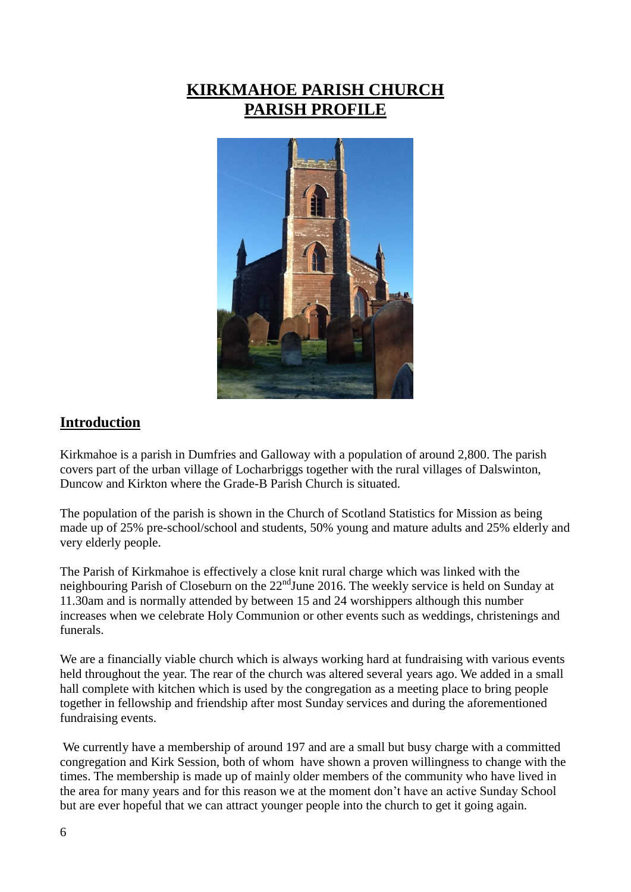# KIRKMAHOE PARISH CHURCH
# PARISH PROFILE

## Introduction

Kirkmahoe is a parish in Dumfries and Galloway with a population of around 2,800. The parish covers part of the urban village of Locharbriggs together with the rural villages of Dalswinton, Duncow and Kirkton where the Grade-B Parish Church is situated.

The population of the parish is shown in the Church of Scotland Statistics for Mission as being made up of 25% pre-school/school and students, 50% young and mature adults and 25% elderly and very elderly people.

The Parish of Kirkmahoe is effectively a close knit rural charge which was linked with the neighbouring Parish of Closeburn on the 22nd June 2016. The weekly service is held on Sunday at 11.30am and is normally attended by between 15 and 24 worshippers although this number increases when we celebrate Holy Communion or other events such as weddings, christenings and funerals.

We are a financially viable church which is always working hard at fundraising with various events held throughout the year. The rear of the church was altered several years ago. We added in a small hall complete with kitchen which is used by the congregation as a meeting place to bring people together in fellowship and friendship after most Sunday services and during the aforementioned fundraising events.

We currently have a membership of around 197 and are a small but busy charge with a committed congregation and Kirk Session, both of whom have shown a proven willingness to change with the times. The membership is made up of mainly older members of the community who have lived in the area for many years and for this reason we at the moment don't have an active Sunday School but are ever hopeful that we can attract younger people into the church to get it going again.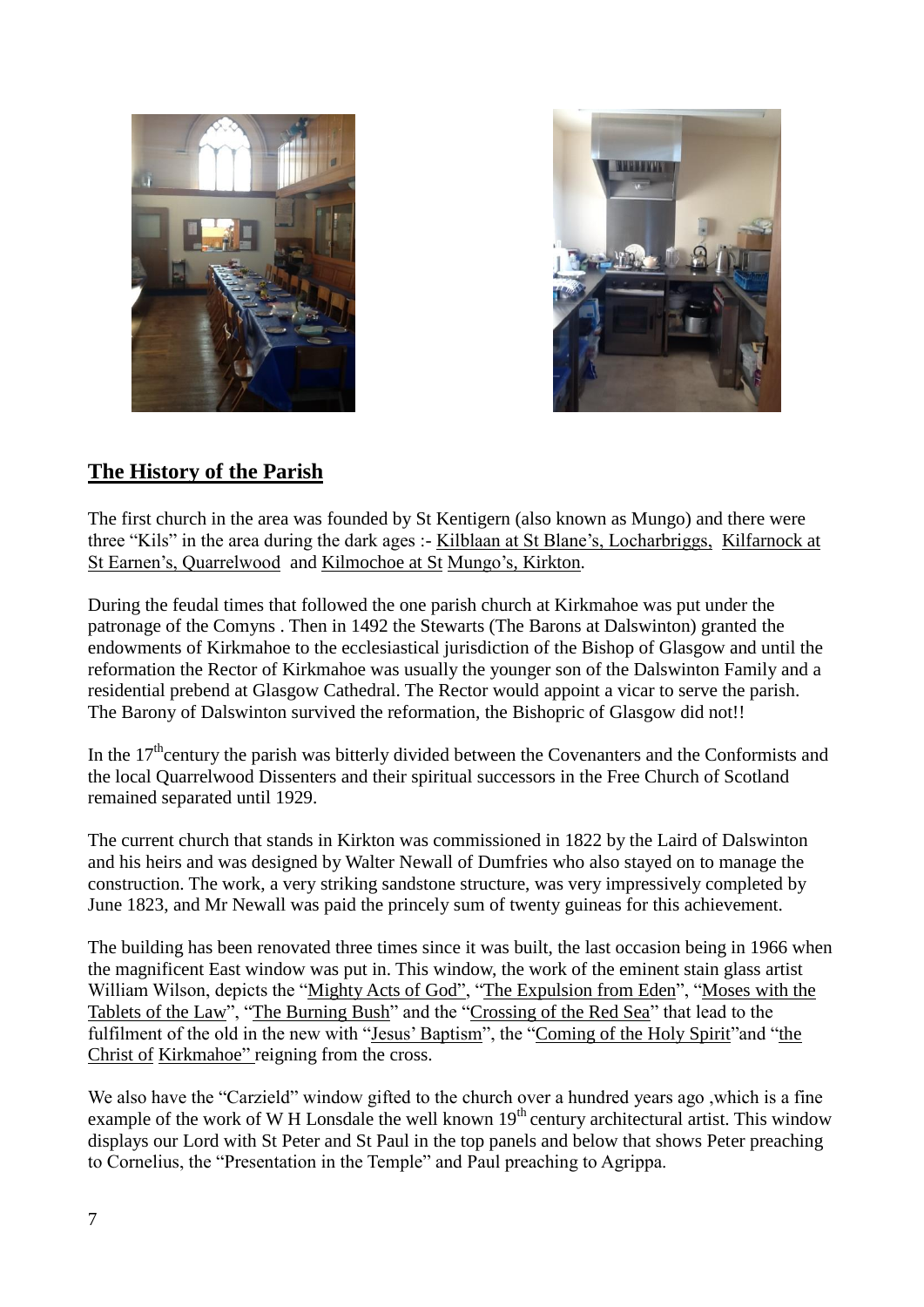## The History of the Parish

The first church in the area was founded by St Kentigern (also known as Mungo) and there were three "Kils" in the area during the dark ages :- Kilblaan at St Blane's, Locharbriggs, Kilfarnock at St Earnen's, Quarrelwood and Kilmochoe at St Mungo's, Kirkton.

During the feudal times that followed the one parish church at Kirkmahoe was put under the patronage of the Comyns . Then in 1492 the Stewarts (The Barons at Dalswinton) granted the endowments of Kirkmahoe to the ecclesiastical jurisdiction of the Bishop of Glasgow and until the reformation the Rector of Kirkmahoe was usually the younger son of the Dalswinton Family and a residential prebend at Glasgow Cathedral. The Rector would appoint a vicar to serve the parish. The Barony of Dalswinton survived the reformation, the Bishopric of Glasgow did not!!

In the 17th century the parish was bitterly divided between the Covenanters and the Conformists and the local Quarrelwood Dissenters and their spiritual successors in the Free Church of Scotland remained separated until 1929.

The current church that stands in Kirkton was commissioned in 1822 by the Laird of Dalswinton and his heirs and was designed by Walter Newall of Dumfries who also stayed on to manage the construction. The work, a very striking sandstone structure, was very impressively completed by June 1823, and Mr Newall was paid the princely sum of twenty guineas for this achievement.

The building has been renovated three times since it was built, the last occasion being in 1966 when the magnificent East window was put in. This window, the work of the eminent stain glass artist William Wilson, depicts the "Mighty Acts of God", "The Expulsion from Eden", "Moses with the Tablets of the Law", "The Burning Bush" and the "Crossing of the Red Sea" that lead to the fulfilment of the old in the new with "Jesus' Baptism", the "Coming of the Holy Spirit"and "the Christ of Kirkmahoe" reigning from the cross.

We also have the "Carzield" window gifted to the church over a hundred years ago ,which is a fine example of the work of W H Lonsdale the well known 19th century architectural artist. This window displays our Lord with St Peter and St Paul in the top panels and below that shows Peter preaching to Cornelius, the "Presentation in the Temple" and Paul preaching to Agrippa.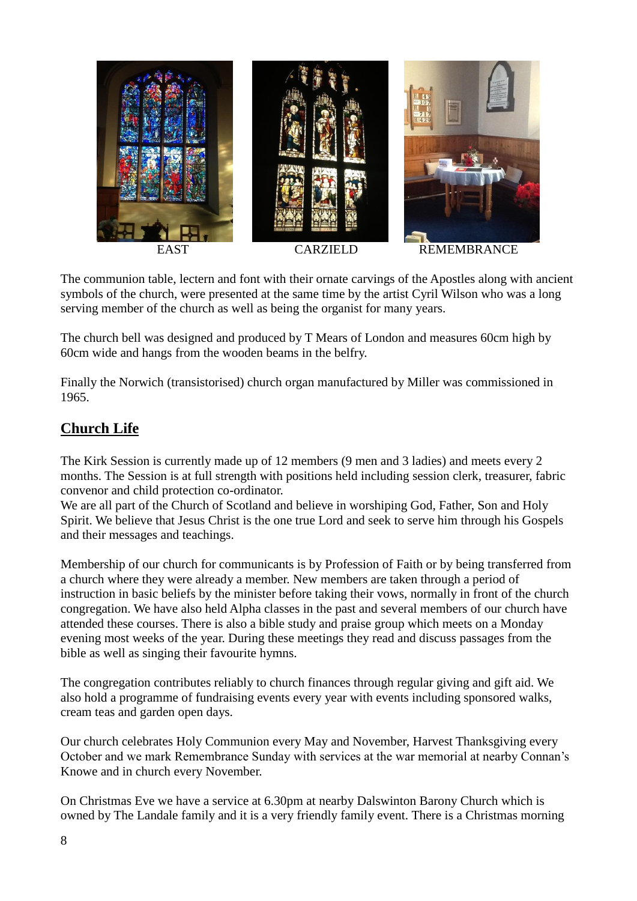EAST CARZIELD REMEMBRANCE

The communion table, lectern and font with their ornate carvings of the Apostles along with ancient symbols of the church, were presented at the same time by the artist Cyril Wilson who was a long serving member of the church as well as being the organist for many years.

The church bell was designed and produced by T Mears of London and measures 60cm high by 60cm wide and hangs from the wooden beams in the belfry.

Finally the Norwich (transistorised) church organ manufactured by Miller was commissioned in 1965.

## Church Life

The Kirk Session is currently made up of 12 members (9 men and 3 ladies) and meets every 2 months. The Session is at full strength with positions held including session clerk, treasurer, fabric convenor and child protection co-ordinator.
We are all part of the Church of Scotland and believe in worshiping God, Father, Son and Holy Spirit. We believe that Jesus Christ is the one true Lord and seek to serve him through his Gospels and their messages and teachings.

Membership of our church for communicants is by Profession of Faith or by being transferred from a church where they were already a member. New members are taken through a period of instruction in basic beliefs by the minister before taking their vows, normally in front of the church congregation. We have also held Alpha classes in the past and several members of our church have attended these courses. There is also a bible study and praise group which meets on a Monday evening most weeks of the year. During these meetings they read and discuss passages from the bible as well as singing their favourite hymns.

The congregation contributes reliably to church finances through regular giving and gift aid. We also hold a programme of fundraising events every year with events including sponsored walks, cream teas and garden open days.

Our church celebrates Holy Communion every May and November, Harvest Thanksgiving every October and we mark Remembrance Sunday with services at the war memorial at nearby Connan's Knowe and in church every November.

On Christmas Eve we have a service at 6.30pm at nearby Dalswinton Barony Church which is owned by The Landale family and it is a very friendly family event. There is a Christmas morning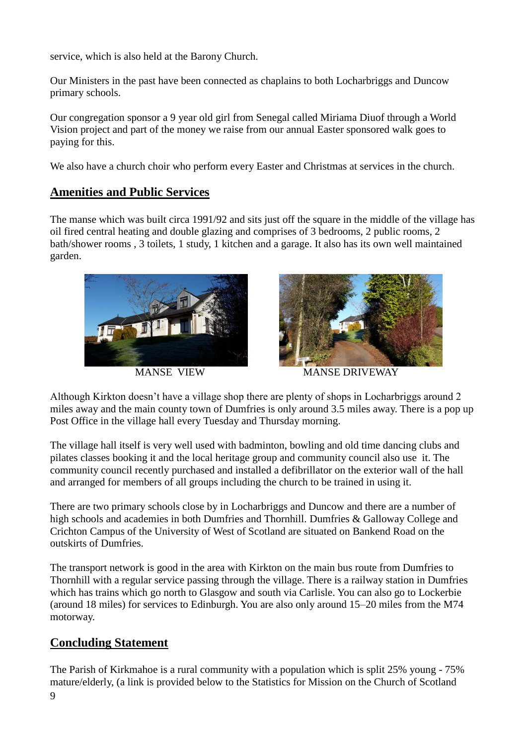service, which is also held at the Barony Church.

Our Ministers in the past have been connected as chaplains to both Locharbriggs and Duncow primary schools.

Our congregation sponsor a 9 year old girl from Senegal called Miriama Diuof through a World Vision project and part of the money we raise from our annual Easter sponsored walk goes to paying for this.

We also have a church choir who perform every Easter and Christmas at services in the church.

## Amenities and Public Services

The manse which was built circa 1991/92 and sits just off the square in the middle of the village has oil fired central heating and double glazing and comprises of 3 bedrooms, 2 public rooms, 2 bath/shower rooms , 3 toilets, 1 study, 1 kitchen and a garage. It also has its own well maintained garden.

MANSE VIEW

MANSE DRIVEWAY

Although Kirkton doesn't have a village shop there are plenty of shops in Locharbriggs around 2 miles away and the main county town of Dumfries is only around 3.5 miles away. There is a pop up Post Office in the village hall every Tuesday and Thursday morning.

The village hall itself is very well used with badminton, bowling and old time dancing clubs and pilates classes booking it and the local heritage group and community council also use it. The community council recently purchased and installed a defibrillator on the exterior wall of the hall and arranged for members of all groups including the church to be trained in using it.

There are two primary schools close by in Locharbriggs and Duncow and there are a number of high schools and academies in both Dumfries and Thornhill. Dumfries & Galloway College and Crichton Campus of the University of West of Scotland are situated on Bankend Road on the outskirts of Dumfries.

The transport network is good in the area with Kirkton on the main bus route from Dumfries to Thornhill with a regular service passing through the village. There is a railway station in Dumfries which has trains which go north to Glasgow and south via Carlisle. You can also go to Lockerbie (around 18 miles) for services to Edinburgh. You are also only around 15–20 miles from the M74 motorway.

## Concluding Statement

The Parish of Kirkmahoe is a rural community with a population which is split 25% young - 75% mature/elderly, (a link is provided below to the Statistics for Mission on the Church of Scotland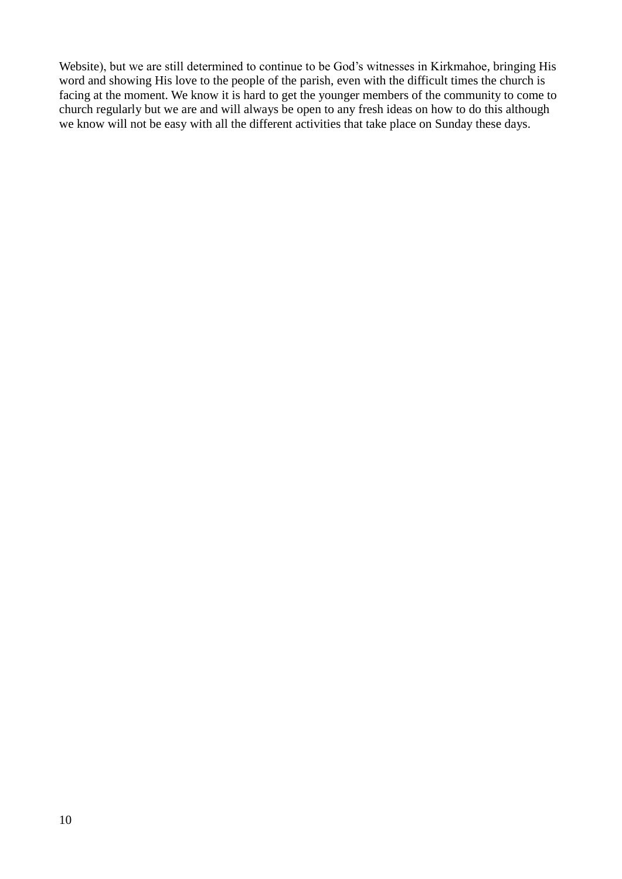Website), but we are still determined to continue to be God's witnesses in Kirkmahoe, bringing His word and showing His love to the people of the parish, even with the difficult times the church is facing at the moment. We know it is hard to get the younger members of the community to come to church regularly but we are and will always be open to any fresh ideas on how to do this although we know will not be easy with all the different activities that take place on Sunday these days.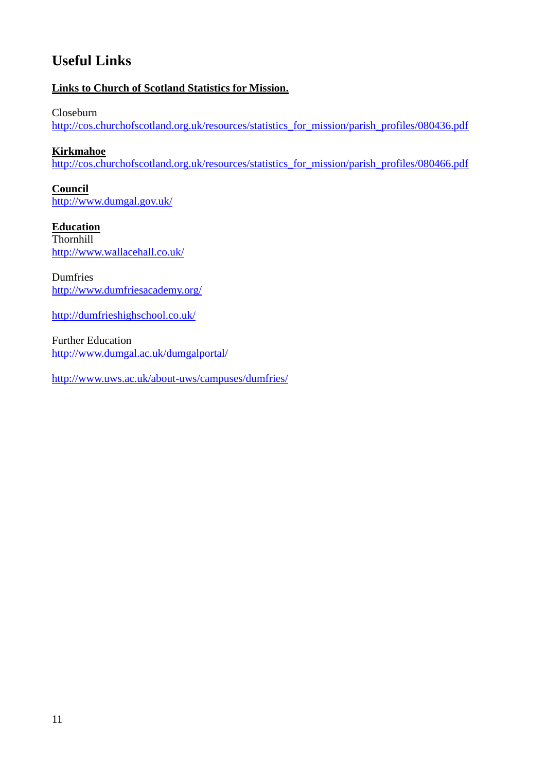# Useful Links

**Links to Church of Scotland Statistics for Mission.**

Closeburn
http://cos.churchofscotland.org.uk/resources/statistics_for_mission/parish_profiles/080436.pdf

**Kirkmahoe**
http://cos.churchofscotland.org.uk/resources/statistics_for_mission/parish_profiles/080466.pdf

**Council**
http://www.dumgal.gov.uk/

**Education**
Thornhill
http://www.wallacehall.co.uk/

Dumfries
http://www.dumfriesacademy.org/

http://dumfrieshighschool.co.uk/

Further Education
http://www.dumgal.ac.uk/dumgalportal/

http://www.uws.ac.uk/about-uws/campuses/dumfries/